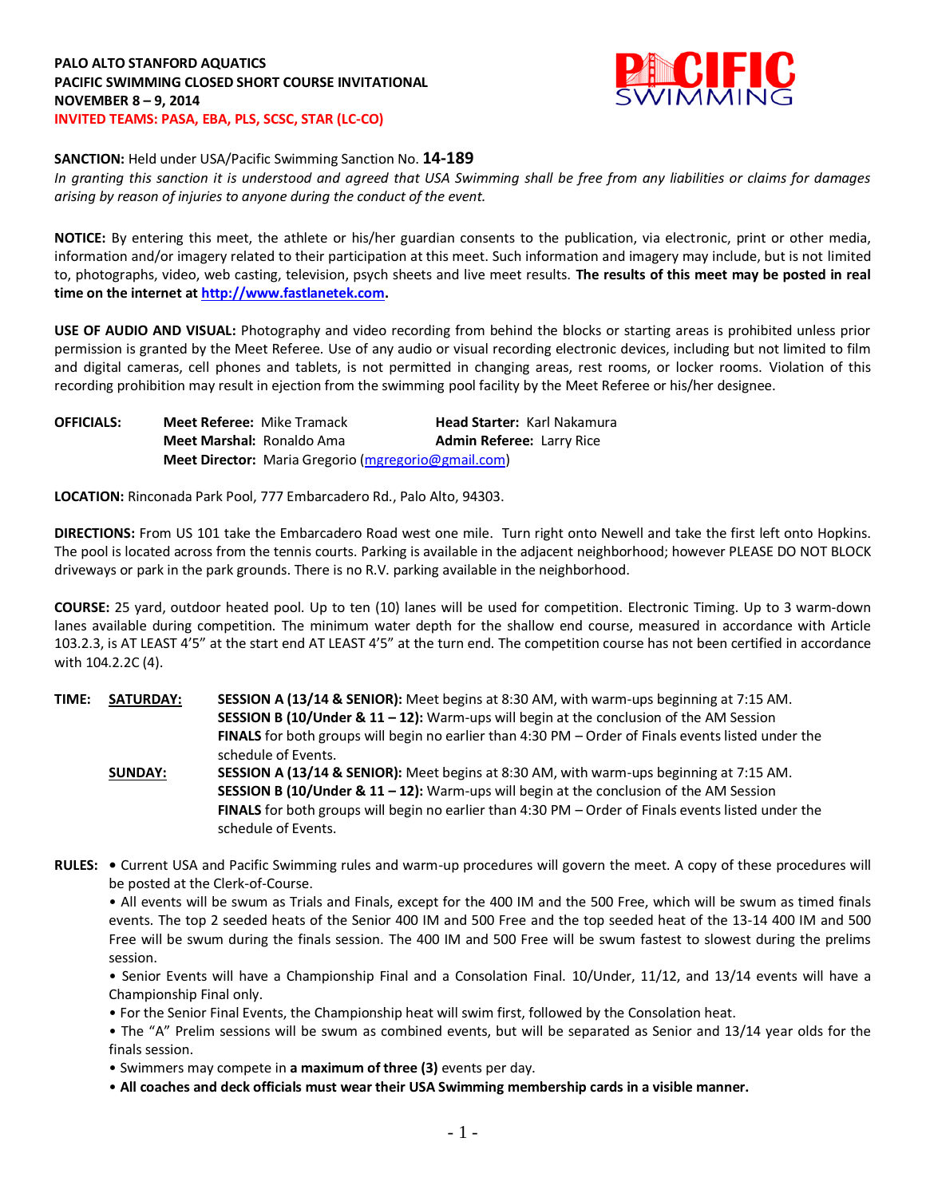**PALO ALTO STANFORD AQUATICS**
**PACIFIC SWIMMING CLOSED SHORT COURSE INVITATIONAL**
**NOVEMBER 8 – 9, 2014**
**INVITED TEAMS: PASA, EBA, PLS, SCSC, STAR (LC-CO)**

**SANCTION:** Held under USA/Pacific Swimming Sanction No. **14-189**
*In granting this sanction it is understood and agreed that USA Swimming shall be free from any liabilities or claims for damages arising by reason of injuries to anyone during the conduct of the event.*

**NOTICE:** By entering this meet, the athlete or his/her guardian consents to the publication, via electronic, print or other media, information and/or imagery related to their participation at this meet. Such information and imagery may include, but is not limited to, photographs, video, web casting, television, psych sheets and live meet results. **The results of this meet may be posted in real time on the internet at http://www.fastlanetek.com.**

**USE OF AUDIO AND VISUAL:** Photography and video recording from behind the blocks or starting areas is prohibited unless prior permission is granted by the Meet Referee. Use of any audio or visual recording electronic devices, including but not limited to film and digital cameras, cell phones and tablets, is not permitted in changing areas, rest rooms, or locker rooms. Violation of this recording prohibition may result in ejection from the swimming pool facility by the Meet Referee or his/her designee.

**OFFICIALS:**
**Meet Referee:** Mike Tramack — **Head Starter:** Karl Nakamura
**Meet Marshal:** Ronaldo Ama — **Admin Referee:** Larry Rice
**Meet Director:** Maria Gregorio (mgregorio@gmail.com)

**LOCATION:** Rinconada Park Pool, 777 Embarcadero Rd., Palo Alto, 94303.

**DIRECTIONS:** From US 101 take the Embarcadero Road west one mile. Turn right onto Newell and take the first left onto Hopkins. The pool is located across from the tennis courts. Parking is available in the adjacent neighborhood; however PLEASE DO NOT BLOCK driveways or park in the park grounds. There is no R.V. parking available in the neighborhood.

**COURSE:** 25 yard, outdoor heated pool. Up to ten (10) lanes will be used for competition. Electronic Timing. Up to 3 warm-down lanes available during competition. The minimum water depth for the shallow end course, measured in accordance with Article 103.2.3, is AT LEAST 4'5" at the start end AT LEAST 4'5" at the turn end. The competition course has not been certified in accordance with 104.2.2C (4).

**TIME:**

**SATURDAY:**
**SESSION A (13/14 & SENIOR):** Meet begins at 8:30 AM, with warm-ups beginning at 7:15 AM.
**SESSION B (10/Under & 11 – 12):** Warm-ups will begin at the conclusion of the AM Session
**FINALS** for both groups will begin no earlier than 4:30 PM – Order of Finals events listed under the schedule of Events.

**SUNDAY:**
**SESSION A (13/14 & SENIOR):** Meet begins at 8:30 AM, with warm-ups beginning at 7:15 AM.
**SESSION B (10/Under & 11 – 12):** Warm-ups will begin at the conclusion of the AM Session
**FINALS** for both groups will begin no earlier than 4:30 PM – Order of Finals events listed under the schedule of Events.

**RULES:**
- Current USA and Pacific Swimming rules and warm-up procedures will govern the meet. A copy of these procedures will be posted at the Clerk-of-Course.
- All events will be swum as Trials and Finals, except for the 400 IM and the 500 Free, which will be swum as timed finals events. The top 2 seeded heats of the Senior 400 IM and 500 Free and the top seeded heat of the 13-14 400 IM and 500 Free will be swum during the finals session. The 400 IM and 500 Free will be swum fastest to slowest during the prelims session.
- Senior Events will have a Championship Final and a Consolation Final. 10/Under, 11/12, and 13/14 events will have a Championship Final only.
- For the Senior Final Events, the Championship heat will swim first, followed by the Consolation heat.
- The "A" Prelim sessions will be swum as combined events, but will be separated as Senior and 13/14 year olds for the finals session.
- Swimmers may compete in **a maximum of three (3)** events per day.
- **All coaches and deck officials must wear their USA Swimming membership cards in a visible manner.**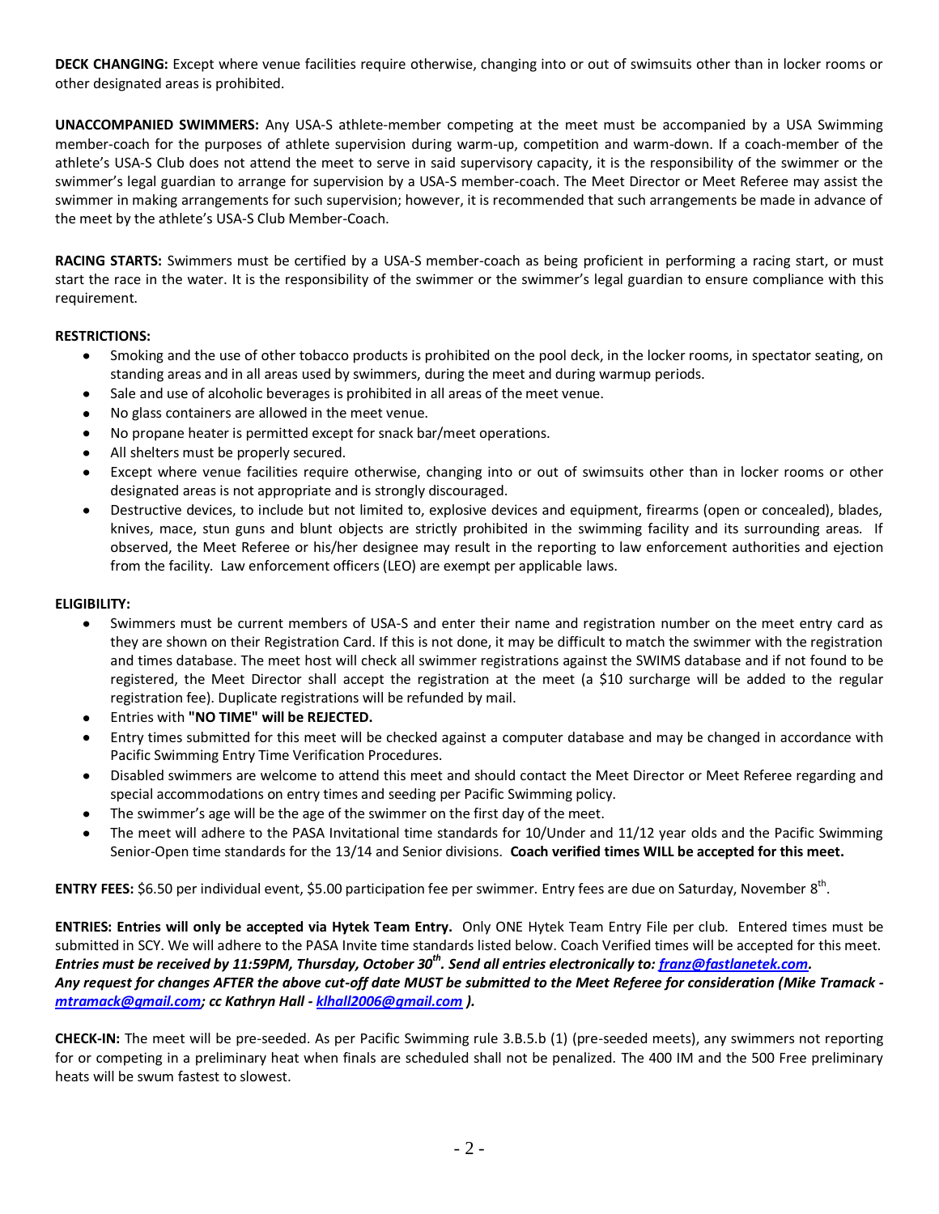**DECK CHANGING:** Except where venue facilities require otherwise, changing into or out of swimsuits other than in locker rooms or other designated areas is prohibited.

**UNACCOMPANIED SWIMMERS:** Any USA-S athlete-member competing at the meet must be accompanied by a USA Swimming member-coach for the purposes of athlete supervision during warm-up, competition and warm-down. If a coach-member of the athlete's USA-S Club does not attend the meet to serve in said supervisory capacity, it is the responsibility of the swimmer or the swimmer's legal guardian to arrange for supervision by a USA-S member-coach. The Meet Director or Meet Referee may assist the swimmer in making arrangements for such supervision; however, it is recommended that such arrangements be made in advance of the meet by the athlete's USA-S Club Member-Coach.

**RACING STARTS:** Swimmers must be certified by a USA-S member-coach as being proficient in performing a racing start, or must start the race in the water. It is the responsibility of the swimmer or the swimmer's legal guardian to ensure compliance with this requirement.

**RESTRICTIONS:**

- Smoking and the use of other tobacco products is prohibited on the pool deck, in the locker rooms, in spectator seating, on standing areas and in all areas used by swimmers, during the meet and during warmup periods.
- Sale and use of alcoholic beverages is prohibited in all areas of the meet venue.
- No glass containers are allowed in the meet venue.
- No propane heater is permitted except for snack bar/meet operations.
- All shelters must be properly secured.
- Except where venue facilities require otherwise, changing into or out of swimsuits other than in locker rooms or other designated areas is not appropriate and is strongly discouraged.
- Destructive devices, to include but not limited to, explosive devices and equipment, firearms (open or concealed), blades, knives, mace, stun guns and blunt objects are strictly prohibited in the swimming facility and its surrounding areas. If observed, the Meet Referee or his/her designee may result in the reporting to law enforcement authorities and ejection from the facility. Law enforcement officers (LEO) are exempt per applicable laws.

**ELIGIBILITY:**

- Swimmers must be current members of USA-S and enter their name and registration number on the meet entry card as they are shown on their Registration Card. If this is not done, it may be difficult to match the swimmer with the registration and times database. The meet host will check all swimmer registrations against the SWIMS database and if not found to be registered, the Meet Director shall accept the registration at the meet (a $10 surcharge will be added to the regular registration fee). Duplicate registrations will be refunded by mail.
- Entries with **"NO TIME" will be REJECTED.**
- Entry times submitted for this meet will be checked against a computer database and may be changed in accordance with Pacific Swimming Entry Time Verification Procedures.
- Disabled swimmers are welcome to attend this meet and should contact the Meet Director or Meet Referee regarding and special accommodations on entry times and seeding per Pacific Swimming policy.
- The swimmer's age will be the age of the swimmer on the first day of the meet.
- The meet will adhere to the PASA Invitational time standards for 10/Under and 11/12 year olds and the Pacific Swimming Senior-Open time standards for the 13/14 and Senior divisions. **Coach verified times WILL be accepted for this meet.**

**ENTRY FEES:** $6.50 per individual event, $5.00 participation fee per swimmer. Entry fees are due on Saturday, November 8th.

**ENTRIES: Entries will only be accepted via Hytek Team Entry.** Only ONE Hytek Team Entry File per club. Entered times must be submitted in SCY. We will adhere to the PASA Invite time standards listed below. Coach Verified times will be accepted for this meet. ***Entries must be received by 11:59PM, Thursday, October 30th. Send all entries electronically to: franz@fastlanetek.com.***
***Any request for changes AFTER the above cut-off date MUST be submitted to the Meet Referee for consideration (Mike Tramack - mtramack@gmail.com; cc Kathryn Hall - klhall2006@gmail.com ).***

**CHECK-IN:** The meet will be pre-seeded. As per Pacific Swimming rule 3.B.5.b (1) (pre-seeded meets), any swimmers not reporting for or competing in a preliminary heat when finals are scheduled shall not be penalized. The 400 IM and the 500 Free preliminary heats will be swum fastest to slowest.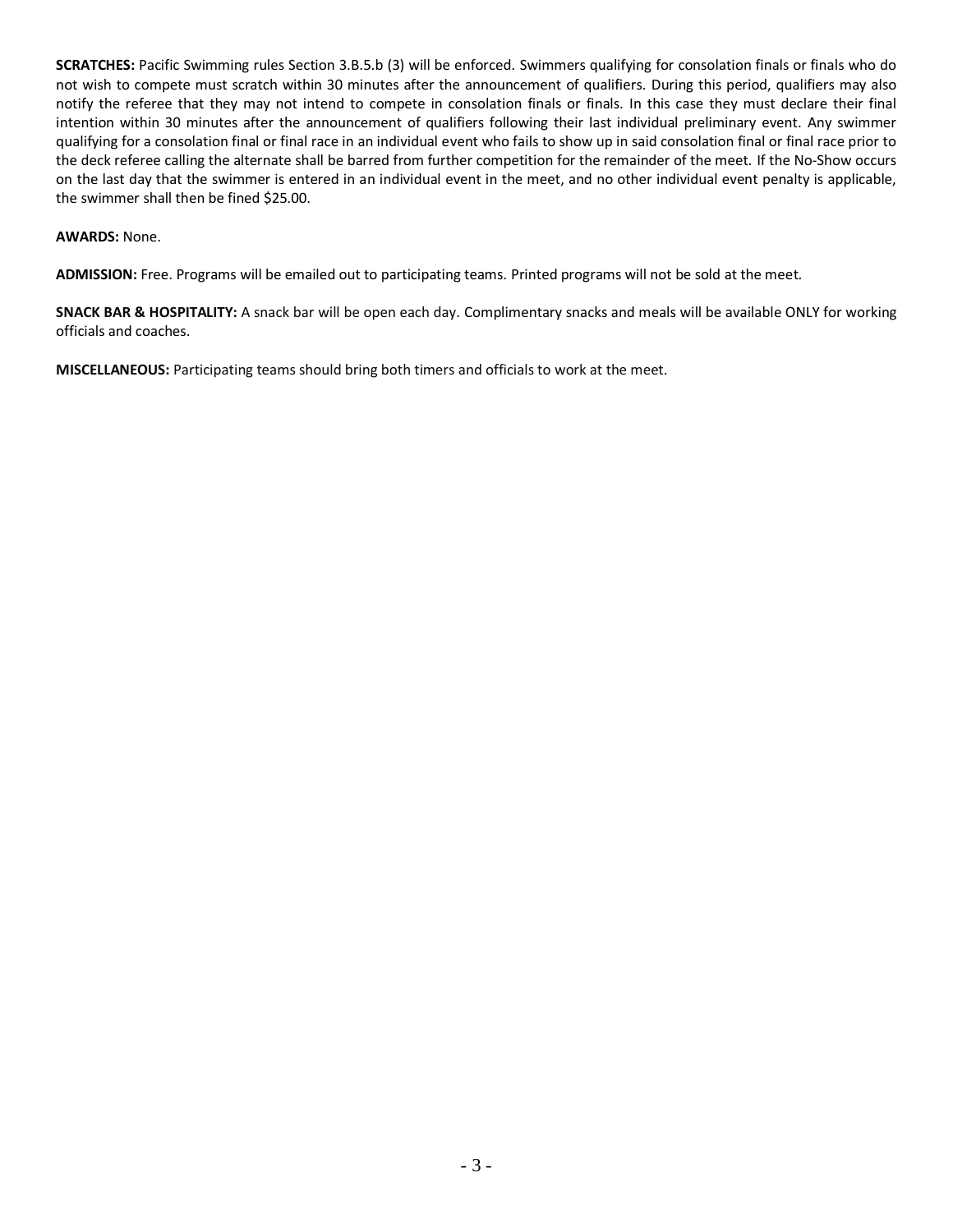**SCRATCHES:** Pacific Swimming rules Section 3.B.5.b (3) will be enforced. Swimmers qualifying for consolation finals or finals who do not wish to compete must scratch within 30 minutes after the announcement of qualifiers. During this period, qualifiers may also notify the referee that they may not intend to compete in consolation finals or finals. In this case they must declare their final intention within 30 minutes after the announcement of qualifiers following their last individual preliminary event. Any swimmer qualifying for a consolation final or final race in an individual event who fails to show up in said consolation final or final race prior to the deck referee calling the alternate shall be barred from further competition for the remainder of the meet. If the No-Show occurs on the last day that the swimmer is entered in an individual event in the meet, and no other individual event penalty is applicable, the swimmer shall then be fined $25.00.

**AWARDS:** None.

**ADMISSION:** Free. Programs will be emailed out to participating teams. Printed programs will not be sold at the meet.

**SNACK BAR & HOSPITALITY:** A snack bar will be open each day. Complimentary snacks and meals will be available ONLY for working officials and coaches.

**MISCELLANEOUS:** Participating teams should bring both timers and officials to work at the meet.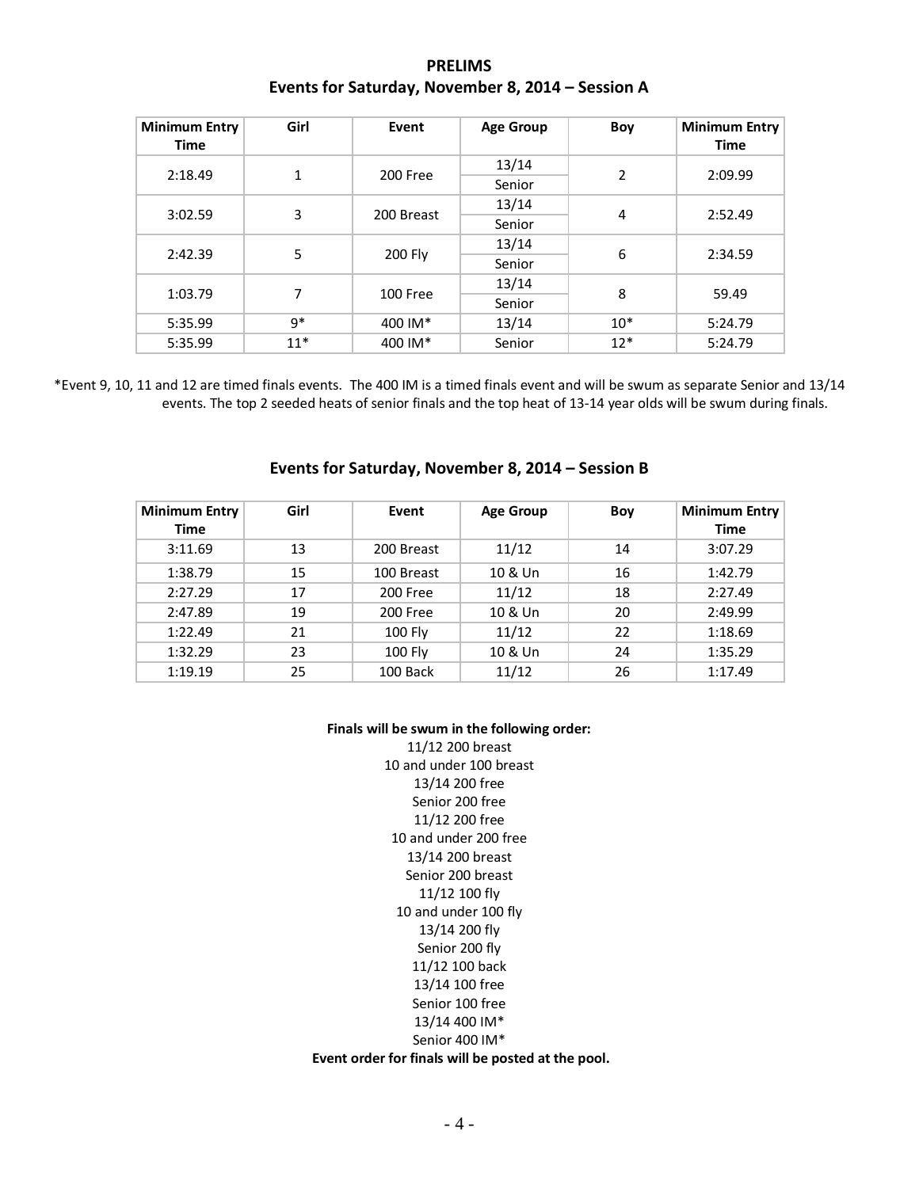## PRELIMS

## Events for Saturday, November 8, 2014 – Session A

| Minimum Entry Time | Girl | Event | Age Group | Boy | Minimum Entry Time |
|---|---|---|---|---|---|
| 2:18.49 | 1 | 200 Free | 13/14 | 2 | 2:09.99 |
| | | | Senior | | |
| 3:02.59 | 3 | 200 Breast | 13/14 | 4 | 2:52.49 |
| | | | Senior | | |
| 2:42.39 | 5 | 200 Fly | 13/14 | 6 | 2:34.59 |
| | | | Senior | | |
| 1:03.79 | 7 | 100 Free | 13/14 | 8 | 59.49 |
| | | | Senior | | |
| 5:35.99 | 9* | 400 IM* | 13/14 | 10* | 5:24.79 |
| 5:35.99 | 11* | 400 IM* | Senior | 12* | 5:24.79 |

*Event 9, 10, 11 and 12 are timed finals events. The 400 IM is a timed finals event and will be swum as separate Senior and 13/14 events. The top 2 seeded heats of senior finals and the top heat of 13-14 year olds will be swum during finals.

## Events for Saturday, November 8, 2014 – Session B

| Minimum Entry Time | Girl | Event | Age Group | Boy | Minimum Entry Time |
|---|---|---|---|---|---|
| 3:11.69 | 13 | 200 Breast | 11/12 | 14 | 3:07.29 |
| 1:38.79 | 15 | 100 Breast | 10 & Un | 16 | 1:42.79 |
| 2:27.29 | 17 | 200 Free | 11/12 | 18 | 2:27.49 |
| 2:47.89 | 19 | 200 Free | 10 & Un | 20 | 2:49.99 |
| 1:22.49 | 21 | 100 Fly | 11/12 | 22 | 1:18.69 |
| 1:32.29 | 23 | 100 Fly | 10 & Un | 24 | 1:35.29 |
| 1:19.19 | 25 | 100 Back | 11/12 | 26 | 1:17.49 |

**Finals will be swum in the following order:**

11/12 200 breast  
10 and under 100 breast  
13/14 200 free  
Senior 200 free  
11/12 200 free  
10 and under 200 free  
13/14 200 breast  
Senior 200 breast  
11/12 100 fly  
10 and under 100 fly  
13/14 200 fly  
Senior 200 fly  
11/12 100 back  
13/14 100 free  
Senior 100 free  
13/14 400 IM*  
Senior 400 IM*

**Event order for finals will be posted at the pool.**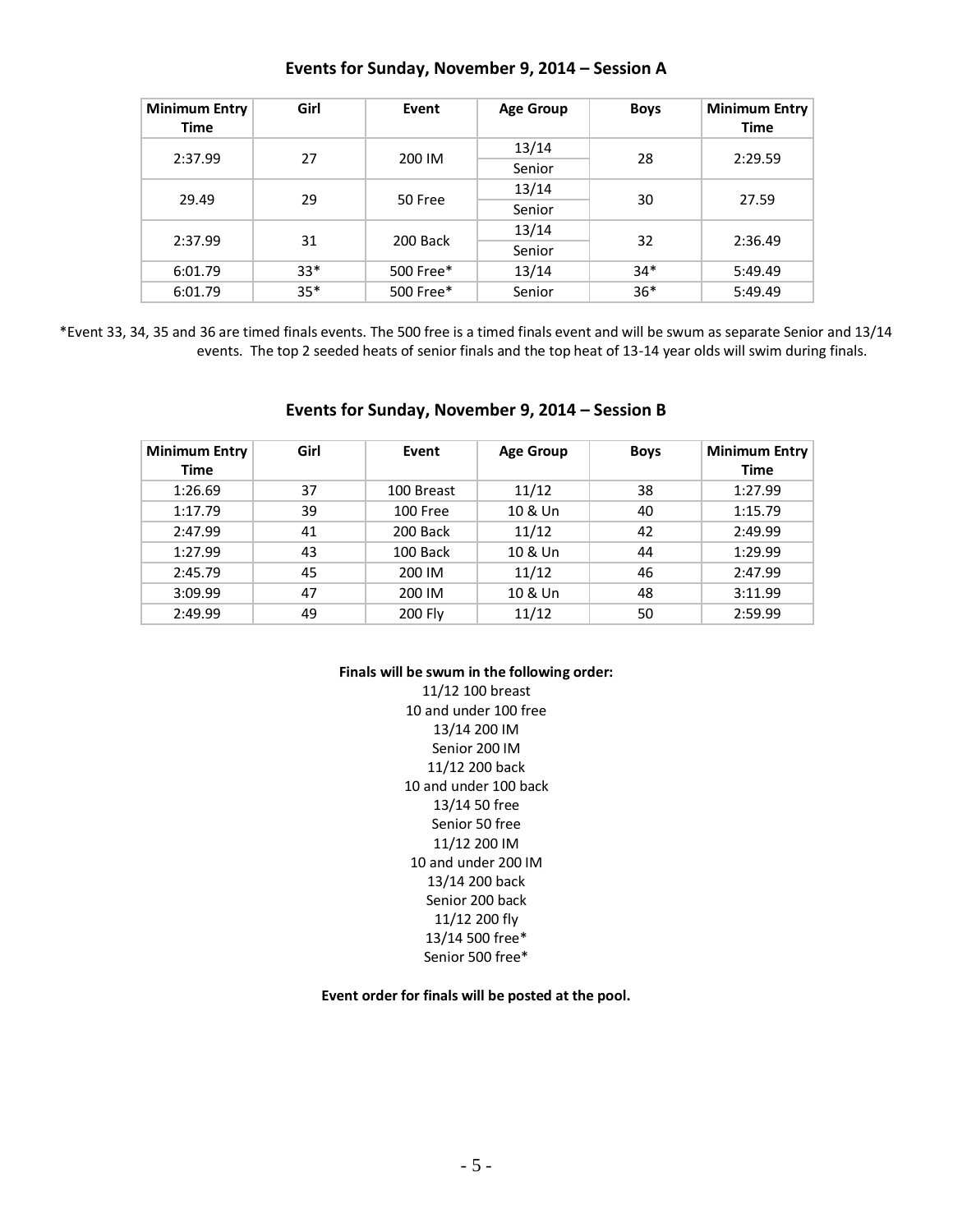## Events for Sunday, November 9, 2014 – Session A

| Minimum Entry Time | Girl | Event | Age Group | Boys | Minimum Entry Time |
|---|---|---|---|---|---|
| 2:37.99 | 27 | 200 IM | 13/14 | 28 | 2:29.59 |
| | | | Senior | | |
| 29.49 | 29 | 50 Free | 13/14 | 30 | 27.59 |
| | | | Senior | | |
| 2:37.99 | 31 | 200 Back | 13/14 | 32 | 2:36.49 |
| | | | Senior | | |
| 6:01.79 | 33* | 500 Free* | 13/14 | 34* | 5:49.49 |
| 6:01.79 | 35* | 500 Free* | Senior | 36* | 5:49.49 |

*Event 33, 34, 35 and 36 are timed finals events. The 500 free is a timed finals event and will be swum as separate Senior and 13/14 events. The top 2 seeded heats of senior finals and the top heat of 13-14 year olds will swim during finals.

## Events for Sunday, November 9, 2014 – Session B

| Minimum Entry Time | Girl | Event | Age Group | Boys | Minimum Entry Time |
|---|---|---|---|---|---|
| 1:26.69 | 37 | 100 Breast | 11/12 | 38 | 1:27.99 |
| 1:17.79 | 39 | 100 Free | 10 & Un | 40 | 1:15.79 |
| 2:47.99 | 41 | 200 Back | 11/12 | 42 | 2:49.99 |
| 1:27.99 | 43 | 100 Back | 10 & Un | 44 | 1:29.99 |
| 2:45.79 | 45 | 200 IM | 11/12 | 46 | 2:47.99 |
| 3:09.99 | 47 | 200 IM | 10 & Un | 48 | 3:11.99 |
| 2:49.99 | 49 | 200 Fly | 11/12 | 50 | 2:59.99 |

**Finals will be swum in the following order:**

11/12 100 breast
10 and under 100 free
13/14 200 IM
Senior 200 IM
11/12 200 back
10 and under 100 back
13/14 50 free
Senior 50 free
11/12 200 IM
10 and under 200 IM
13/14 200 back
Senior 200 back
11/12 200 fly
13/14 500 free*
Senior 500 free*

**Event order for finals will be posted at the pool.**